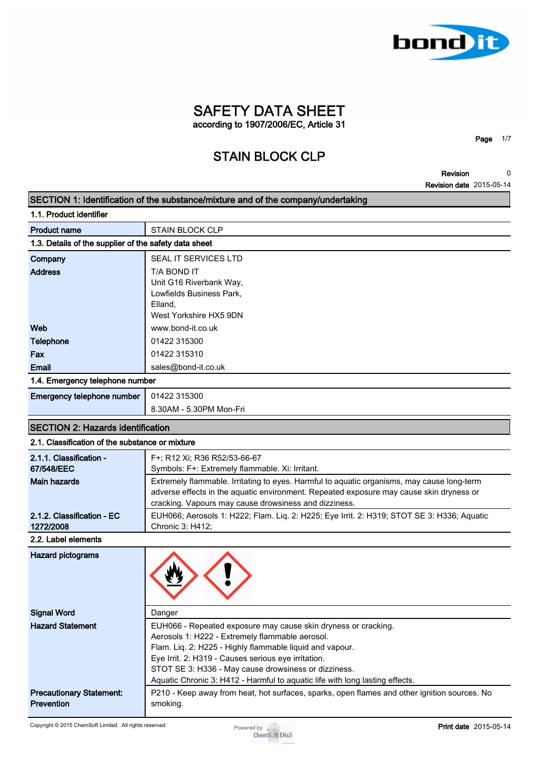# SAFETY DATA SHEET

according to 1907/2006/EC, Article 31

## STAIN BLOCK CLP

**Revision** 0
**Revision date** 2015-05-14

## SECTION 1: Identification of the substance/mixture and of the company/undertaking

### 1.1. Product identifier

| | |
|---|---|
| **Product name** | STAIN BLOCK CLP |

### 1.3. Details of the supplier of the safety data sheet

| | |
|---|---|
| **Company** | SEAL IT SERVICES LTD |
| **Address** | T/A BOND IT<br>Unit G16 Riverbank Way,<br>Lowfields Business Park,<br>Elland,<br>West Yorkshire HX5 9DN |
| **Web** | www.bond-it.co.uk |
| **Telephone** | 01422 315300 |
| **Fax** | 01422 315310 |
| **Email** | sales@bond-it.co.uk |

### 1.4. Emergency telephone number

| | |
|---|---|
| **Emergency telephone number** | 01422 315300<br>8.30AM - 5.30PM Mon-Fri |

## SECTION 2: Hazards identification

### 2.1. Classification of the substance or mixture

| | |
|---|---|
| **2.1.1. Classification - 67/548/EEC** | F+; R12 Xi; R36 R52/53-66-67<br>Symbols: F+: Extremely flammable. Xi: Irritant. |
| **Main hazards** | Extremely flammable. Irritating to eyes. Harmful to aquatic organisms, may cause long-term adverse effects in the aquatic environment. Repeated exposure may cause skin dryness or cracking. Vapours may cause drowsiness and dizziness. |
| **2.1.2. Classification - EC 1272/2008** | EUH066; Aerosols 1: H222; Flam. Liq. 2: H225; Eye Irrit. 2: H319; STOT SE 3: H336; Aquatic Chronic 3: H412; |

### 2.2. Label elements

| | |
|---|---|
| **Hazard pictograms** | |
| **Signal Word** | Danger |
| **Hazard Statement** | EUH066 - Repeated exposure may cause skin dryness or cracking.<br>Aerosols 1: H222 - Extremely flammable aerosol.<br>Flam. Liq. 2: H225 - Highly flammable liquid and vapour.<br>Eye Irrit. 2: H319 - Causes serious eye irritation.<br>STOT SE 3: H336 - May cause drowsiness or dizziness.<br>Aquatic Chronic 3: H412 - Harmful to aquatic life with long lasting effects. |
| **Precautionary Statement: Prevention** | P210 - Keep away from heat, hot surfaces, sparks, open flames and other ignition sources. No smoking. |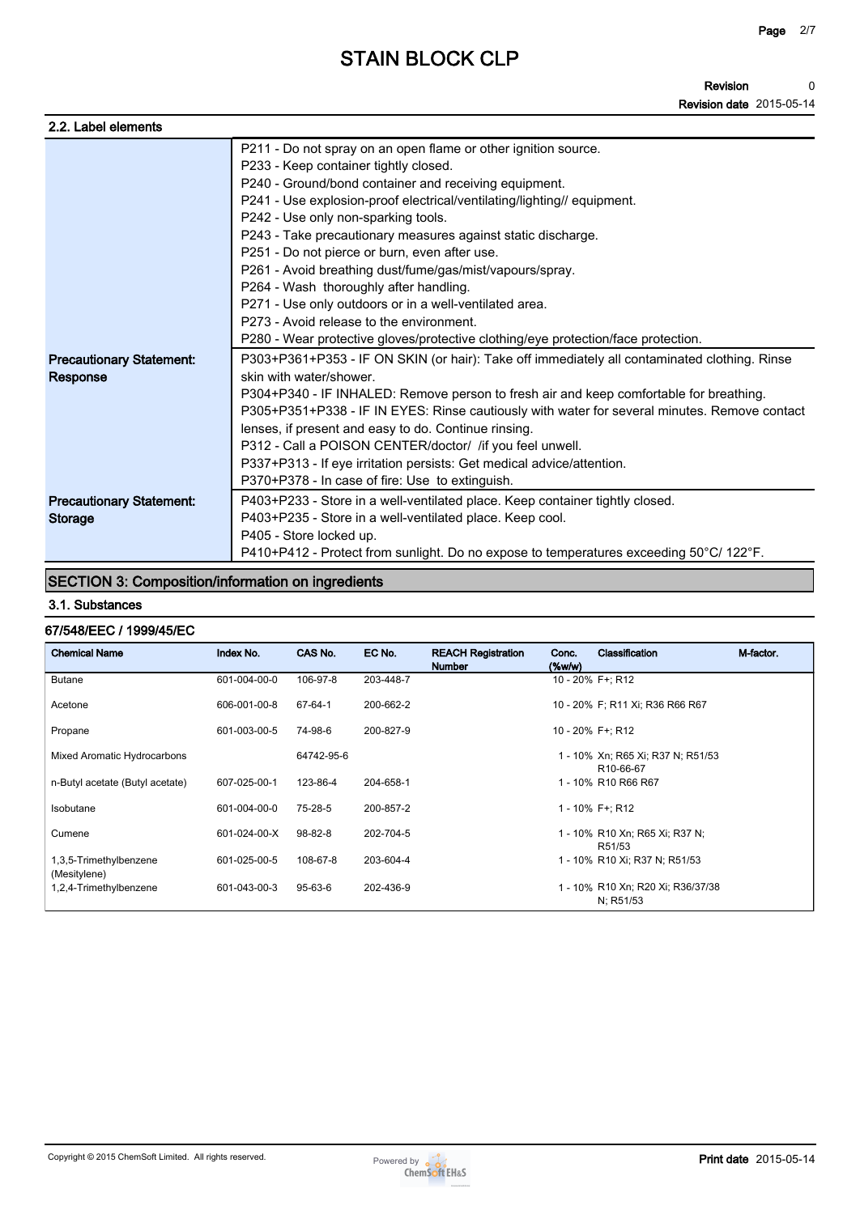### 2.2. Label elements

| | |
|---|---|
| | P211 - Do not spray on an open flame or other ignition source.<br>P233 - Keep container tightly closed.<br>P240 - Ground/bond container and receiving equipment.<br>P241 - Use explosion-proof electrical/ventilating/lighting// equipment.<br>P242 - Use only non-sparking tools.<br>P243 - Take precautionary measures against static discharge.<br>P251 - Do not pierce or burn, even after use.<br>P261 - Avoid breathing dust/fume/gas/mist/vapours/spray.<br>P264 - Wash thoroughly after handling.<br>P271 - Use only outdoors or in a well-ventilated area.<br>P273 - Avoid release to the environment.<br>P280 - Wear protective gloves/protective clothing/eye protection/face protection. |
| **Precautionary Statement: Response** | P303+P361+P353 - IF ON SKIN (or hair): Take off immediately all contaminated clothing. Rinse skin with water/shower.<br>P304+P340 - IF INHALED: Remove person to fresh air and keep comfortable for breathing.<br>P305+P351+P338 - IF IN EYES: Rinse cautiously with water for several minutes. Remove contact lenses, if present and easy to do. Continue rinsing.<br>P312 - Call a POISON CENTER/doctor/ /if you feel unwell.<br>P337+P313 - If eye irritation persists: Get medical advice/attention.<br>P370+P378 - In case of fire: Use to extinguish. |
| **Precautionary Statement: Storage** | P403+P233 - Store in a well-ventilated place. Keep container tightly closed.<br>P403+P235 - Store in a well-ventilated place. Keep cool.<br>P405 - Store locked up.<br>P410+P412 - Protect from sunlight. Do no expose to temperatures exceeding 50°C/ 122°F. |

## SECTION 3: Composition/information on ingredients

### 3.1. Substances

#### 67/548/EEC / 1999/45/EC

| Chemical Name | Index No. | CAS No. | EC No. | REACH Registration Number | Conc. (%w/w) | Classification | M-factor. |
|---|---|---|---|---|---|---|---|
| Butane | 601-004-00-0 | 106-97-8 | 203-448-7 | | 10 - 20% | F+; R12 | |
| Acetone | 606-001-00-8 | 67-64-1 | 200-662-2 | | 10 - 20% | F; R11 Xi; R36 R66 R67 | |
| Propane | 601-003-00-5 | 74-98-6 | 200-827-9 | | 10 - 20% | F+; R12 | |
| Mixed Aromatic Hydrocarbons | | 64742-95-6 | | | 1 - 10% | Xn; R65 Xi; R37 N; R51/53 R10-66-67 | |
| n-Butyl acetate (Butyl acetate) | 607-025-00-1 | 123-86-4 | 204-658-1 | | 1 - 10% | R10 R66 R67 | |
| Isobutane | 601-004-00-0 | 75-28-5 | 200-857-2 | | 1 - 10% | F+; R12 | |
| Cumene | 601-024-00-X | 98-82-8 | 202-704-5 | | 1 - 10% | R10 Xn; R65 Xi; R37 N; R51/53 | |
| 1,3,5-Trimethylbenzene (Mesitylene) | 601-025-00-5 | 108-67-8 | 203-604-4 | | 1 - 10% | R10 Xi; R37 N; R51/53 | |
| 1,2,4-Trimethylbenzene | 601-043-00-3 | 95-63-6 | 202-436-9 | | 1 - 10% | R10 Xn; R20 Xi; R36/37/38 N; R51/53 | |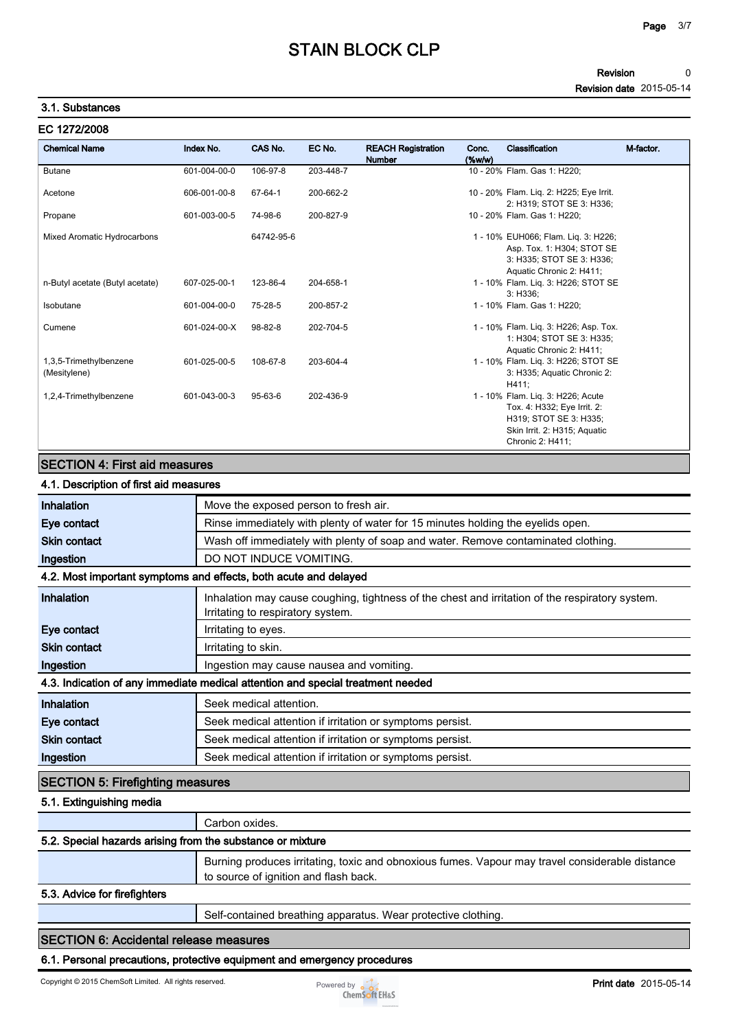# STAIN BLOCK CLP

**Revision** 0

**Revision date** 2015-05-14

### 3.1. Substances

**EC 1272/2008**

| Chemical Name | Index No. | CAS No. | EC No. | REACH Registration Number | Conc. (%w/w) | Classification | M-factor. |
|---|---|---|---|---|---|---|---|
| Butane | 601-004-00-0 | 106-97-8 | 203-448-7 | | 10 - 20% | Flam. Gas 1: H220; | |
| Acetone | 606-001-00-8 | 67-64-1 | 200-662-2 | | 10 - 20% | Flam. Liq. 2: H225; Eye Irrit. 2: H319; STOT SE 3: H336; | |
| Propane | 601-003-00-5 | 74-98-6 | 200-827-9 | | 10 - 20% | Flam. Gas 1: H220; | |
| Mixed Aromatic Hydrocarbons | | 64742-95-6 | | | 1 - 10% | EUH066; Flam. Liq. 3: H226; Asp. Tox. 1: H304; STOT SE 3: H335; STOT SE 3: H336; Aquatic Chronic 2: H411; | |
| n-Butyl acetate (Butyl acetate) | 607-025-00-1 | 123-86-4 | 204-658-1 | | 1 - 10% | Flam. Liq. 3: H226; STOT SE 3: H336; | |
| Isobutane | 601-004-00-0 | 75-28-5 | 200-857-2 | | 1 - 10% | Flam. Gas 1: H220; | |
| Cumene | 601-024-00-X | 98-82-8 | 202-704-5 | | 1 - 10% | Flam. Liq. 3: H226; Asp. Tox. 1: H304; STOT SE 3: H335; Aquatic Chronic 2: H411; | |
| 1,3,5-Trimethylbenzene (Mesitylene) | 601-025-00-5 | 108-67-8 | 203-604-4 | | 1 - 10% | Flam. Liq. 3: H226; STOT SE 3: H335; Aquatic Chronic 2: H411; | |
| 1,2,4-Trimethylbenzene | 601-043-00-3 | 95-63-6 | 202-436-9 | | 1 - 10% | Flam. Liq. 3: H226; Acute Tox. 4: H332; Eye Irrit. 2: H319; STOT SE 3: H335; Skin Irrit. 2: H315; Aquatic Chronic 2: H411; | |

## SECTION 4: First aid measures

### 4.1. Description of first aid measures

| | |
|---|---|
| **Inhalation** | Move the exposed person to fresh air. |
| **Eye contact** | Rinse immediately with plenty of water for 15 minutes holding the eyelids open. |
| **Skin contact** | Wash off immediately with plenty of soap and water. Remove contaminated clothing. |
| **Ingestion** | DO NOT INDUCE VOMITING. |

### 4.2. Most important symptoms and effects, both acute and delayed

| | |
|---|---|
| **Inhalation** | Inhalation may cause coughing, tightness of the chest and irritation of the respiratory system. Irritating to respiratory system. |
| **Eye contact** | Irritating to eyes. |
| **Skin contact** | Irritating to skin. |
| **Ingestion** | Ingestion may cause nausea and vomiting. |

### 4.3. Indication of any immediate medical attention and special treatment needed

| | |
|---|---|
| **Inhalation** | Seek medical attention. |
| **Eye contact** | Seek medical attention if irritation or symptoms persist. |
| **Skin contact** | Seek medical attention if irritation or symptoms persist. |
| **Ingestion** | Seek medical attention if irritation or symptoms persist. |

## SECTION 5: Firefighting measures

### 5.1. Extinguishing media

Carbon oxides.

### 5.2. Special hazards arising from the substance or mixture

Burning produces irritating, toxic and obnoxious fumes. Vapour may travel considerable distance to source of ignition and flash back.

### 5.3. Advice for firefighters

Self-contained breathing apparatus. Wear protective clothing.

## SECTION 6: Accidental release measures

### 6.1. Personal precautions, protective equipment and emergency procedures

Copyright © 2015 ChemSoft Limited. All rights reserved.

**Print date** 2015-05-14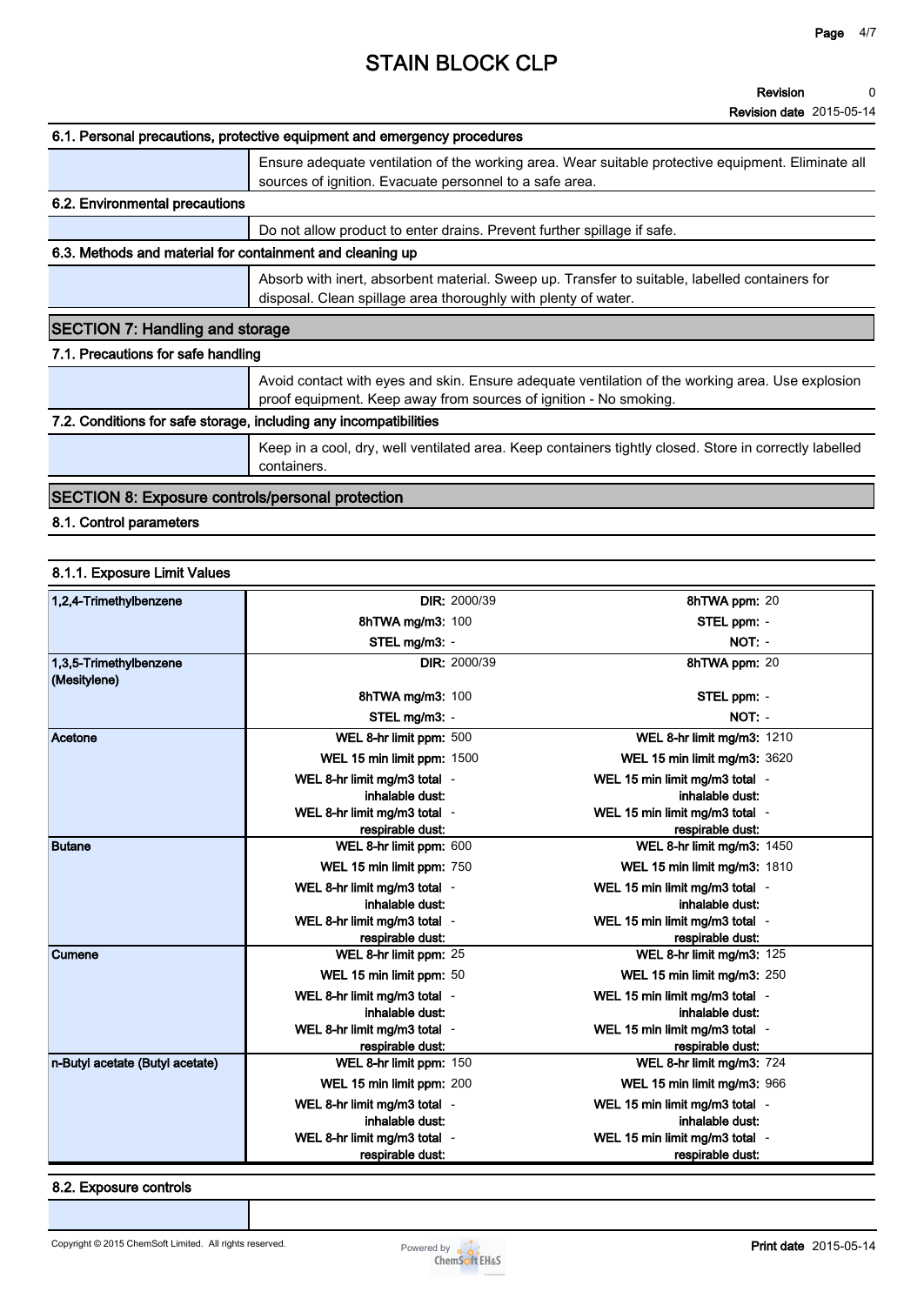# STAIN BLOCK CLP

**Revision** 0
**Revision date** 2015-05-14

### 6.1. Personal precautions, protective equipment and emergency procedures

Ensure adequate ventilation of the working area. Wear suitable protective equipment. Eliminate all sources of ignition. Evacuate personnel to a safe area.

### 6.2. Environmental precautions

Do not allow product to enter drains. Prevent further spillage if safe.

### 6.3. Methods and material for containment and cleaning up

Absorb with inert, absorbent material. Sweep up. Transfer to suitable, labelled containers for disposal. Clean spillage area thoroughly with plenty of water.

## SECTION 7: Handling and storage

### 7.1. Precautions for safe handling

Avoid contact with eyes and skin. Ensure adequate ventilation of the working area. Use explosion proof equipment. Keep away from sources of ignition - No smoking.

### 7.2. Conditions for safe storage, including any incompatibilities

Keep in a cool, dry, well ventilated area. Keep containers tightly closed. Store in correctly labelled containers.

## SECTION 8: Exposure controls/personal protection

### 8.1. Control parameters

#### 8.1.1. Exposure Limit Values

| Substance | | |
|---|---|---|
| 1,2,4-Trimethylbenzene | **DIR:** 2000/39 | **8hTWA ppm:** 20 |
| | **8hTWA mg/m3:** 100 | **STEL ppm:** - |
| | **STEL mg/m3:** - | **NOT:** - |
| 1,3,5-Trimethylbenzene (Mesitylene) | **DIR:** 2000/39 | **8hTWA ppm:** 20 |
| | **8hTWA mg/m3:** 100 | **STEL ppm:** - |
| | **STEL mg/m3:** - | **NOT:** - |
| Acetone | **WEL 8-hr limit ppm:** 500 | **WEL 8-hr limit mg/m3:** 1210 |
| | **WEL 15 min limit ppm:** 1500 | **WEL 15 min limit mg/m3:** 3620 |
| | **WEL 8-hr limit mg/m3 total inhalable dust:** - | **WEL 15 min limit mg/m3 total inhalable dust:** - |
| | **WEL 8-hr limit mg/m3 total respirable dust:** - | **WEL 15 min limit mg/m3 total respirable dust:** - |
| Butane | **WEL 8-hr limit ppm:** 600 | **WEL 8-hr limit mg/m3:** 1450 |
| | **WEL 15 min limit ppm:** 750 | **WEL 15 min limit mg/m3:** 1810 |
| | **WEL 8-hr limit mg/m3 total inhalable dust:** - | **WEL 15 min limit mg/m3 total inhalable dust:** - |
| | **WEL 8-hr limit mg/m3 total respirable dust:** - | **WEL 15 min limit mg/m3 total respirable dust:** - |
| Cumene | **WEL 8-hr limit ppm:** 25 | **WEL 8-hr limit mg/m3:** 125 |
| | **WEL 15 min limit ppm:** 50 | **WEL 15 min limit mg/m3:** 250 |
| | **WEL 8-hr limit mg/m3 total inhalable dust:** - | **WEL 15 min limit mg/m3 total inhalable dust:** - |
| | **WEL 8-hr limit mg/m3 total respirable dust:** - | **WEL 15 min limit mg/m3 total respirable dust:** - |
| n-Butyl acetate (Butyl acetate) | **WEL 8-hr limit ppm:** 150 | **WEL 8-hr limit mg/m3:** 724 |
| | **WEL 15 min limit ppm:** 200 | **WEL 15 min limit mg/m3:** 966 |
| | **WEL 8-hr limit mg/m3 total inhalable dust:** - | **WEL 15 min limit mg/m3 total inhalable dust:** - |
| | **WEL 8-hr limit mg/m3 total respirable dust:** - | **WEL 15 min limit mg/m3 total respirable dust:** - |

### 8.2. Exposure controls

Copyright © 2015 ChemSoft Limited. All rights reserved.

**Print date** 2015-05-14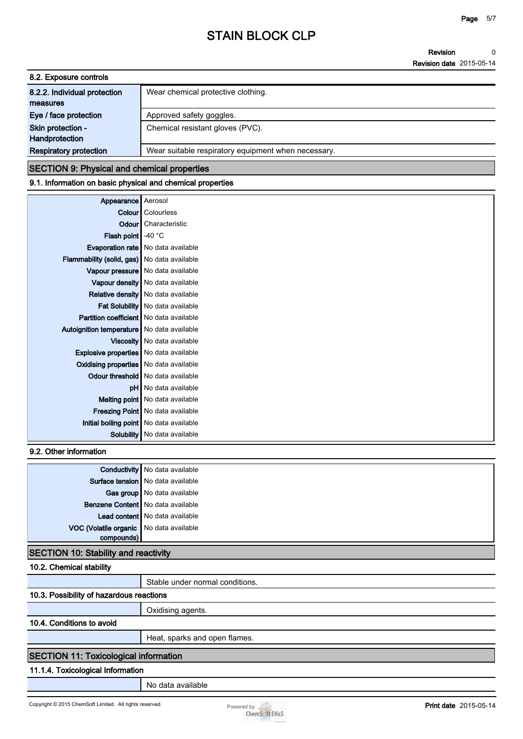# STAIN BLOCK CLP

**Revision** 0
**Revision date** 2015-05-14

### 8.2. Exposure controls

| | |
|---|---|
| **8.2.2. Individual protection measures** | Wear chemical protective clothing. |
| **Eye / face protection** | Approved safety goggles. |
| **Skin protection - Handprotection** | Chemical resistant gloves (PVC). |
| **Respiratory protection** | Wear suitable respiratory equipment when necessary. |

## SECTION 9: Physical and chemical properties

### 9.1. Information on basic physical and chemical properties

| | |
|---|---|
| **Appearance** | Aerosol |
| **Colour** | Colourless |
| **Odour** | Characteristic |
| **Flash point** | -40 °C |
| **Evaporation rate** | No data available |
| **Flammability (solid, gas)** | No data available |
| **Vapour pressure** | No data available |
| **Vapour density** | No data available |
| **Relative density** | No data available |
| **Fat Solubility** | No data available |
| **Partition coefficient** | No data available |
| **Autoignition temperature** | No data available |
| **Viscosity** | No data available |
| **Explosive properties** | No data available |
| **Oxidising properties** | No data available |
| **Odour threshold** | No data available |
| **pH** | No data available |
| **Melting point** | No data available |
| **Freezing Point** | No data available |
| **Initial boiling point** | No data available |
| **Solubility** | No data available |

### 9.2. Other information

| | |
|---|---|
| **Conductivity** | No data available |
| **Surface tension** | No data available |
| **Gas group** | No data available |
| **Benzene Content** | No data available |
| **Lead content** | No data available |
| **VOC (Volatile organic compounds)** | No data available |

## SECTION 10: Stability and reactivity

### 10.2. Chemical stability

Stable under normal conditions.

### 10.3. Possibility of hazardous reactions

Oxidising agents.

### 10.4. Conditions to avoid

Heat, sparks and open flames.

## SECTION 11: Toxicological information

### 11.1.4. Toxicological Information

No data available

Copyright © 2015 ChemSoft Limited. All rights reserved.

**Print date** 2015-05-14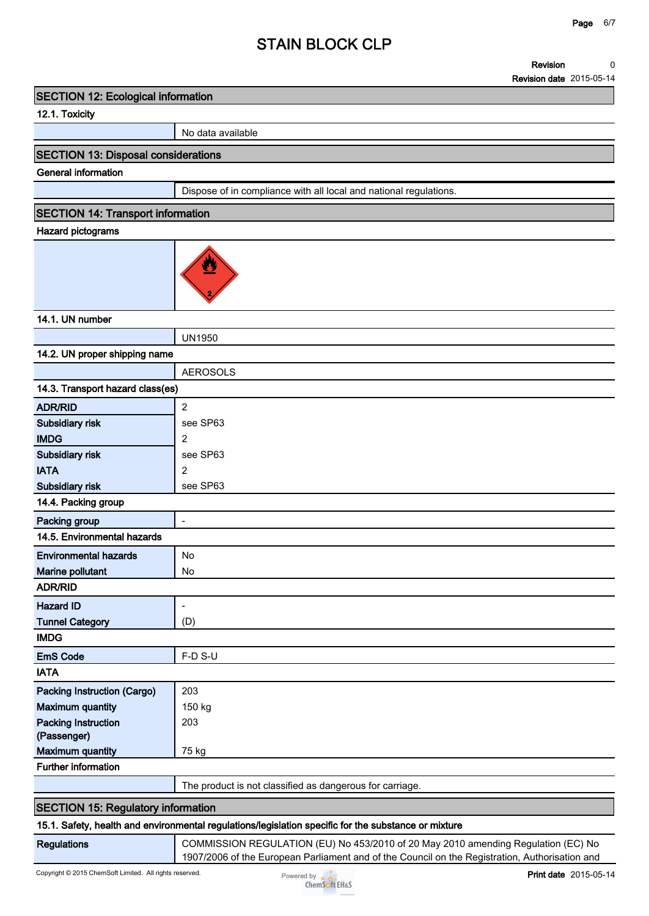## SECTION 12: Ecological information

### 12.1. Toxicity

| | |
|---|---|
| | No data available |

## SECTION 13: Disposal considerations

### General information

| | |
|---|---|
| | Dispose of in compliance with all local and national regulations. |

## SECTION 14: Transport information

### Hazard pictograms

### 14.1. UN number

| | |
|---|---|
| | UN1950 |

### 14.2. UN proper shipping name

| | |
|---|---|
| | AEROSOLS |

### 14.3. Transport hazard class(es)

| | |
|---|---|
| **ADR/RID** | 2 |
| **Subsidiary risk** | see SP63 |
| **IMDG** | 2 |
| **Subsidiary risk** | see SP63 |
| **IATA** | 2 |
| **Subsidiary risk** | see SP63 |

### 14.4. Packing group

| | |
|---|---|
| **Packing group** | - |

### 14.5. Environmental hazards

| | |
|---|---|
| **Environmental hazards** | No |
| **Marine pollutant** | No |

### ADR/RID

| | |
|---|---|
| **Hazard ID** | - |
| **Tunnel Category** | (D) |

### IMDG

| | |
|---|---|
| **EmS Code** | F-D S-U |

### IATA

| | |
|---|---|
| **Packing Instruction (Cargo)** | 203 |
| **Maximum quantity** | 150 kg |
| **Packing Instruction (Passenger)** | 203 |
| **Maximum quantity** | 75 kg |

### Further information

| | |
|---|---|
| | The product is not classified as dangerous for carriage. |

## SECTION 15: Regulatory information

### 15.1. Safety, health and environmental regulations/legislation specific for the substance or mixture

| | |
|---|---|
| **Regulations** | COMMISSION REGULATION (EU) No 453/2010 of 20 May 2010 amending Regulation (EC) No 1907/2006 of the European Parliament and of the Council on the Registration, Authorisation and |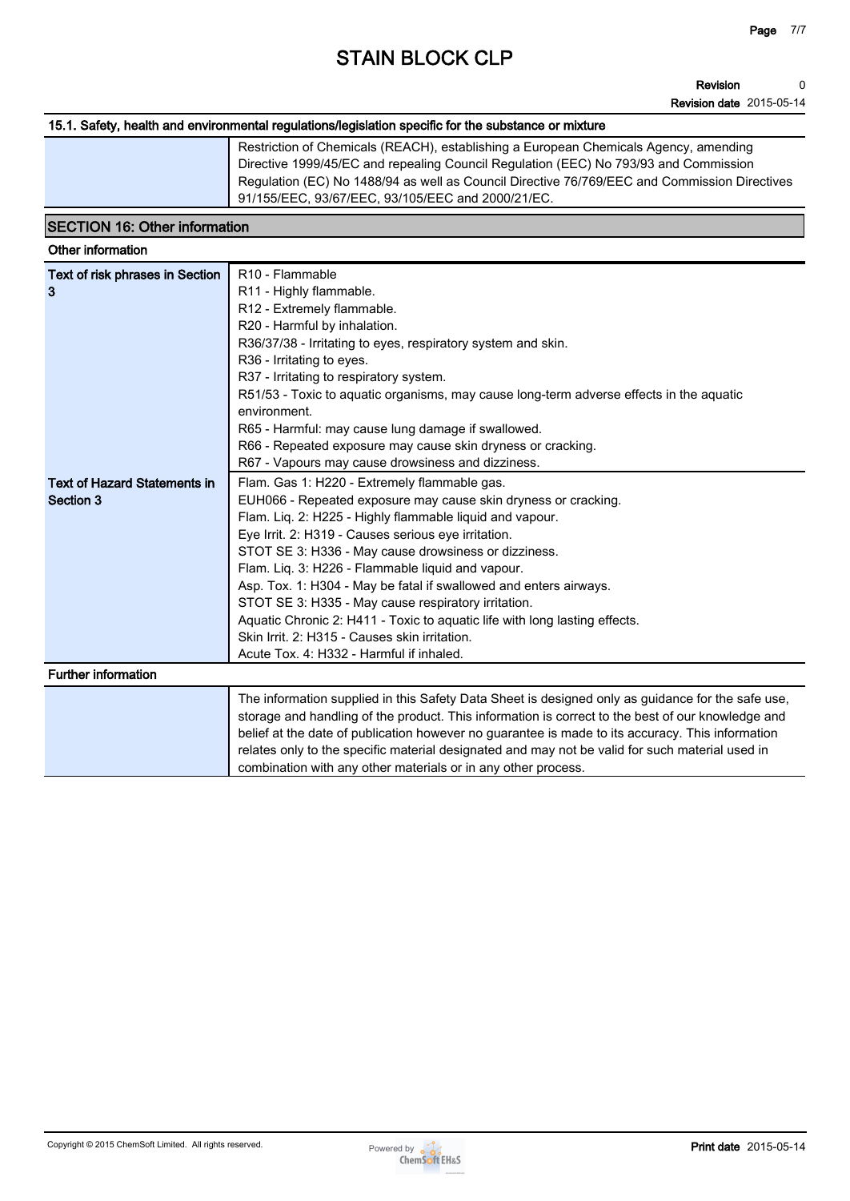### 15.1. Safety, health and environmental regulations/legislation specific for the substance or mixture

| | |
|---|---|
| | Restriction of Chemicals (REACH), establishing a European Chemicals Agency, amending Directive 1999/45/EC and repealing Council Regulation (EEC) No 793/93 and Commission Regulation (EC) No 1488/94 as well as Council Directive 76/769/EEC and Commission Directives 91/155/EEC, 93/67/EEC, 93/105/EEC and 2000/21/EC. |

## SECTION 16: Other information

### Other information

| | |
|---|---|
| **Text of risk phrases in Section 3** | R10 - Flammable<br>R11 - Highly flammable.<br>R12 - Extremely flammable.<br>R20 - Harmful by inhalation.<br>R36/37/38 - Irritating to eyes, respiratory system and skin.<br>R36 - Irritating to eyes.<br>R37 - Irritating to respiratory system.<br>R51/53 - Toxic to aquatic organisms, may cause long-term adverse effects in the aquatic environment.<br>R65 - Harmful: may cause lung damage if swallowed.<br>R66 - Repeated exposure may cause skin dryness or cracking.<br>R67 - Vapours may cause drowsiness and dizziness. |
| **Text of Hazard Statements in Section 3** | Flam. Gas 1: H220 - Extremely flammable gas.<br>EUH066 - Repeated exposure may cause skin dryness or cracking.<br>Flam. Liq. 2: H225 - Highly flammable liquid and vapour.<br>Eye Irrit. 2: H319 - Causes serious eye irritation.<br>STOT SE 3: H336 - May cause drowsiness or dizziness.<br>Flam. Liq. 3: H226 - Flammable liquid and vapour.<br>Asp. Tox. 1: H304 - May be fatal if swallowed and enters airways.<br>STOT SE 3: H335 - May cause respiratory irritation.<br>Aquatic Chronic 2: H411 - Toxic to aquatic life with long lasting effects.<br>Skin Irrit. 2: H315 - Causes skin irritation.<br>Acute Tox. 4: H332 - Harmful if inhaled. |

### Further information

| | |
|---|---|
| | The information supplied in this Safety Data Sheet is designed only as guidance for the safe use, storage and handling of the product. This information is correct to the best of our knowledge and belief at the date of publication however no guarantee is made to its accuracy. This information relates only to the specific material designated and may not be valid for such material used in combination with any other materials or in any other process. |